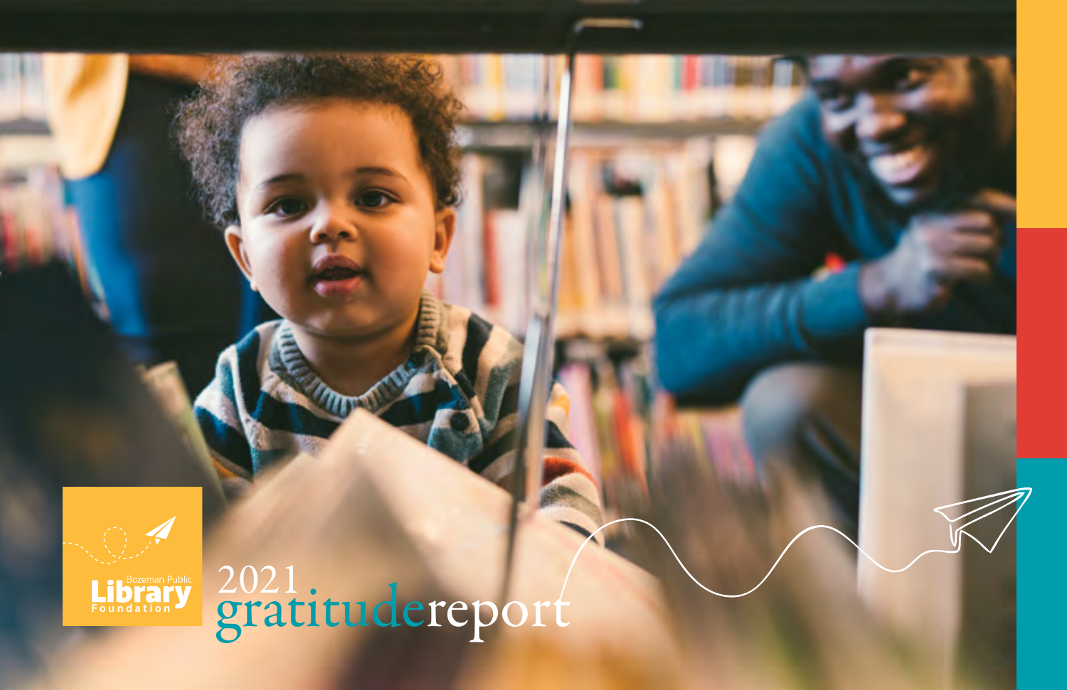Bozeman Public Library Foundation

# 2021 gratitudereport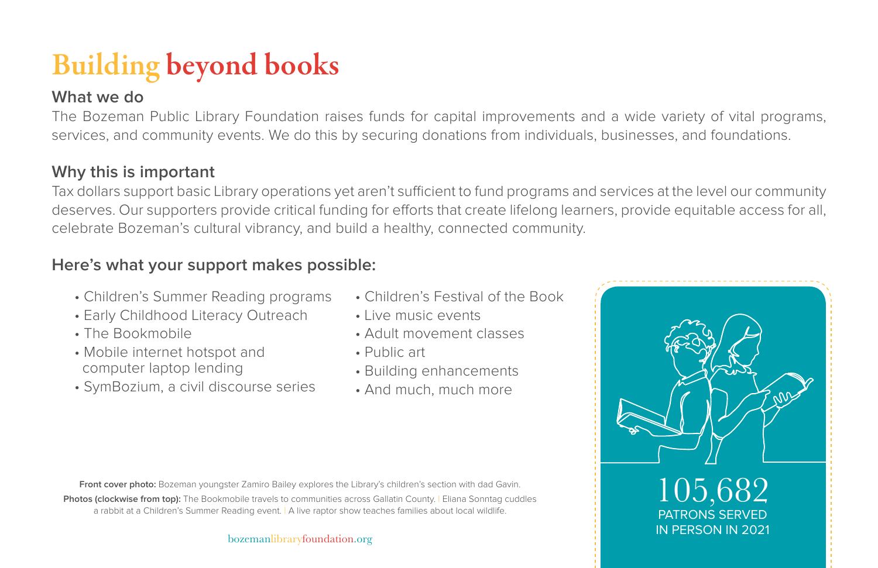# Building beyond books

## What we do

The Bozeman Public Library Foundation raises funds for capital improvements and a wide variety of vital programs, services, and community events. We do this by securing donations from individuals, businesses, and foundations.

## Why this is important

Tax dollars support basic Library operations yet aren't sufficient to fund programs and services at the level our community deserves. Our supporters provide critical funding for efforts that create lifelong learners, provide equitable access for all, celebrate Bozeman's cultural vibrancy, and build a healthy, connected community.

## Here's what your support makes possible:

- Children's Summer Reading programs
- Early Childhood Literacy Outreach
- The Bookmobile
- Mobile internet hotspot and computer laptop lending
- SymBozium, a civil discourse series
- Children's Festival of the Book
- Live music events
- Adult movement classes
- Public art
- Building enhancements
- And much, much more

**105,682**
PATRONS SERVED IN PERSON IN 2021

**Front cover photo:** Bozeman youngster Zamiro Bailey explores the Library's children's section with dad Gavin.

**Photos (clockwise from top):** The Bookmobile travels to communities across Gallatin County. | Eliana Sonntag cuddles a rabbit at a Children's Summer Reading event. | A live raptor show teaches families about local wildlife.

bozemanlibraryfoundation.org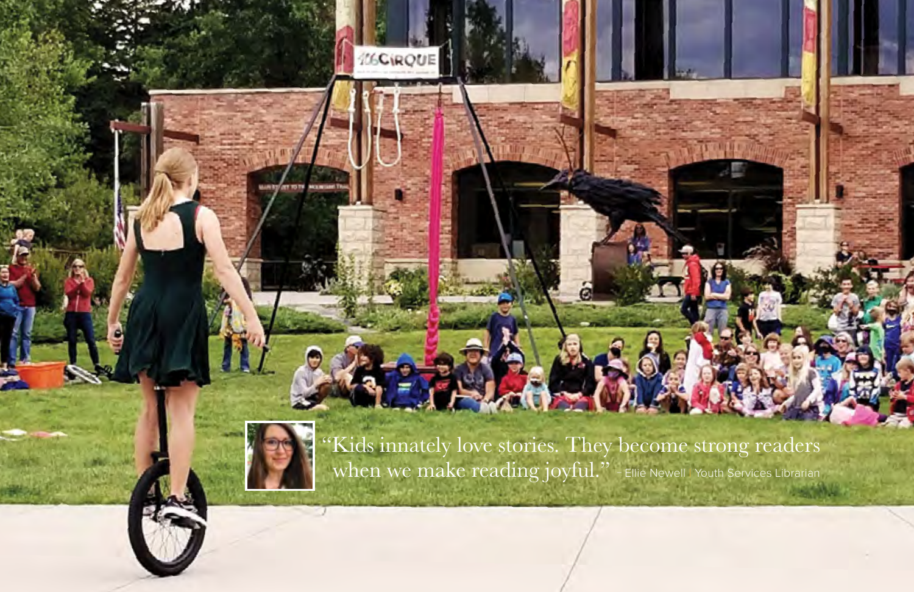"Kids innately love stories. They become strong readers when we make reading joyful." – Ellie Newell | Youth Services Librarian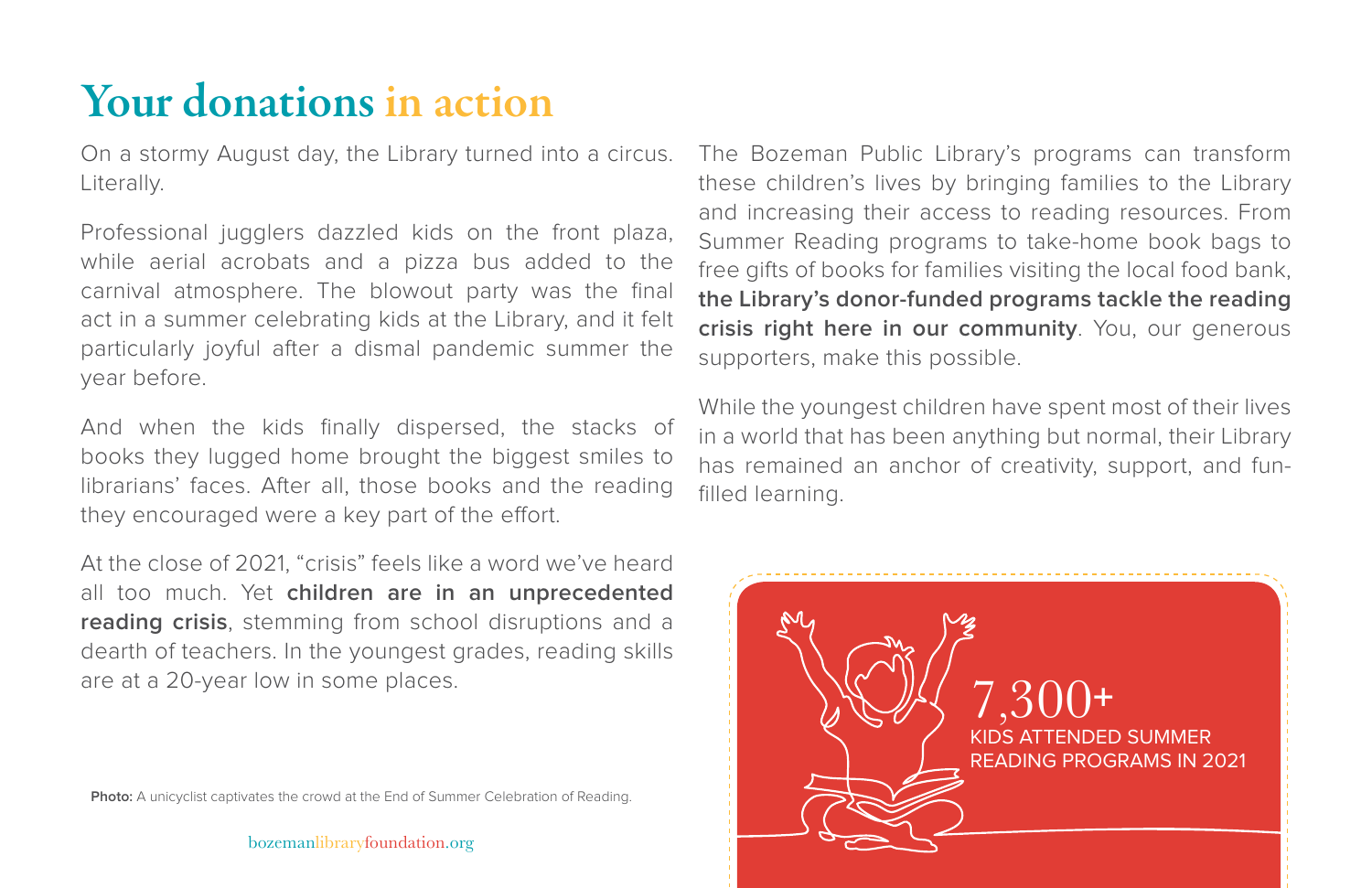# Your donations in action

On a stormy August day, the Library turned into a circus. Literally.

Professional jugglers dazzled kids on the front plaza, while aerial acrobats and a pizza bus added to the carnival atmosphere. The blowout party was the final act in a summer celebrating kids at the Library, and it felt particularly joyful after a dismal pandemic summer the year before.

And when the kids finally dispersed, the stacks of books they lugged home brought the biggest smiles to librarians' faces. After all, those books and the reading they encouraged were a key part of the effort.

At the close of 2021, "crisis" feels like a word we've heard all too much. Yet **children are in an unprecedented reading crisis**, stemming from school disruptions and a dearth of teachers. In the youngest grades, reading skills are at a 20-year low in some places.

**Photo:** A unicyclist captivates the crowd at the End of Summer Celebration of Reading.

The Bozeman Public Library's programs can transform these children's lives by bringing families to the Library and increasing their access to reading resources. From Summer Reading programs to take-home book bags to free gifts of books for families visiting the local food bank, **the Library's donor-funded programs tackle the reading crisis right here in our community**. You, our generous supporters, make this possible.

While the youngest children have spent most of their lives in a world that has been anything but normal, their Library has remained an anchor of creativity, support, and fun-filled learning.

7,300+
KIDS ATTENDED SUMMER READING PROGRAMS IN 2021

bozemanlibraryfoundation.org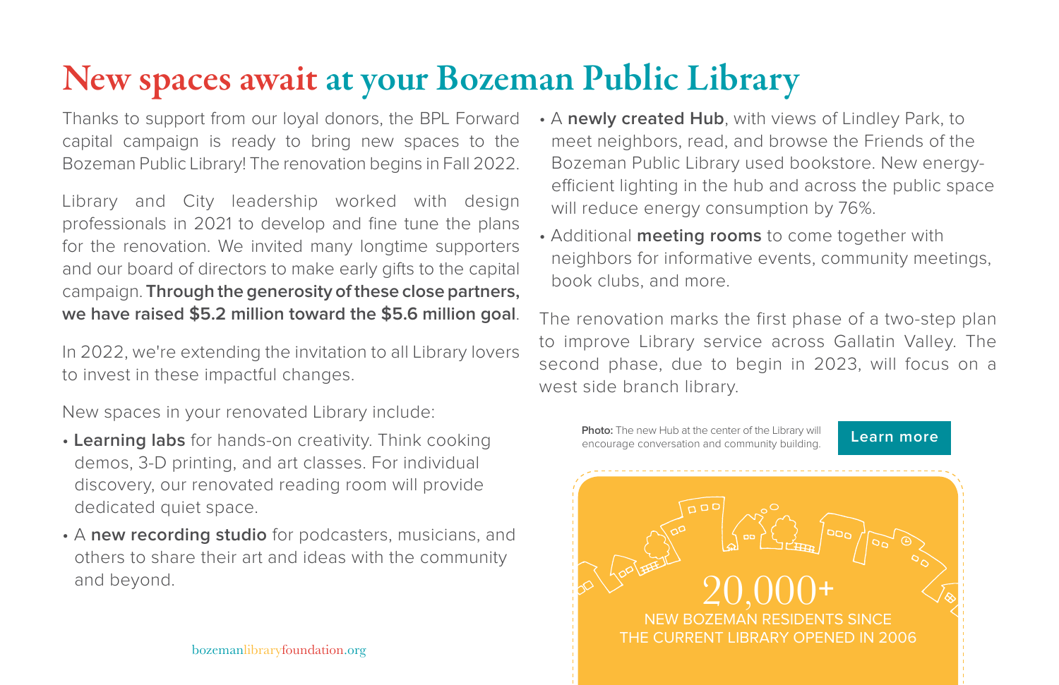# New spaces await at your Bozeman Public Library

Thanks to support from our loyal donors, the BPL Forward capital campaign is ready to bring new spaces to the Bozeman Public Library! The renovation begins in Fall 2022.

Library and City leadership worked with design professionals in 2021 to develop and fine tune the plans for the renovation. We invited many longtime supporters and our board of directors to make early gifts to the capital campaign. **Through the generosity of these close partners, we have raised $5.2 million toward the $5.6 million goal**.

In 2022, we're extending the invitation to all Library lovers to invest in these impactful changes.

New spaces in your renovated Library include:

- **Learning labs** for hands-on creativity. Think cooking demos, 3-D printing, and art classes. For individual discovery, our renovated reading room will provide dedicated quiet space.
- A **new recording studio** for podcasters, musicians, and others to share their art and ideas with the community and beyond.
- A **newly created Hub**, with views of Lindley Park, to meet neighbors, read, and browse the Friends of the Bozeman Public Library used bookstore. New energy-efficient lighting in the hub and across the public space will reduce energy consumption by 76%.
- Additional **meeting rooms** to come together with neighbors for informative events, community meetings, book clubs, and more.

The renovation marks the first phase of a two-step plan to improve Library service across Gallatin Valley. The second phase, due to begin in 2023, will focus on a west side branch library.

**Photo:** The new Hub at the center of the Library will encourage conversation and community building.

Learn more

20,000+

NEW BOZEMAN RESIDENTS SINCE THE CURRENT LIBRARY OPENED IN 2006

bozemanlibraryfoundation.org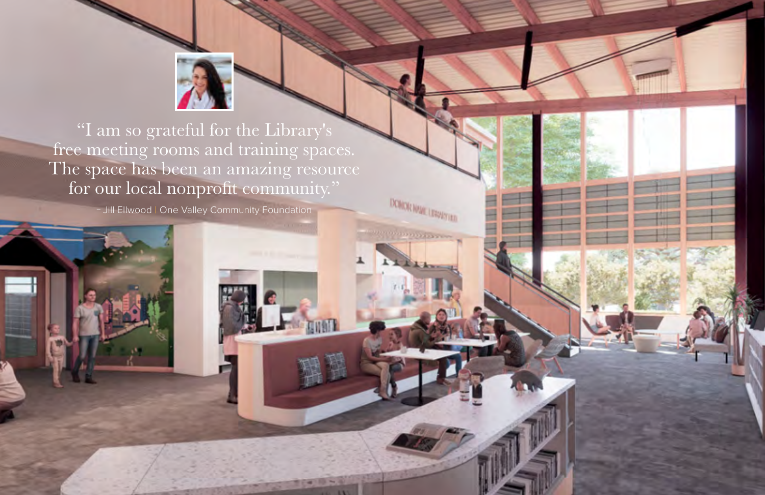"I am so grateful for the Library's free meeting rooms and training spaces. The space has been an amazing resource for our local nonprofit community."

– Jill Ellwood | One Valley Community Foundation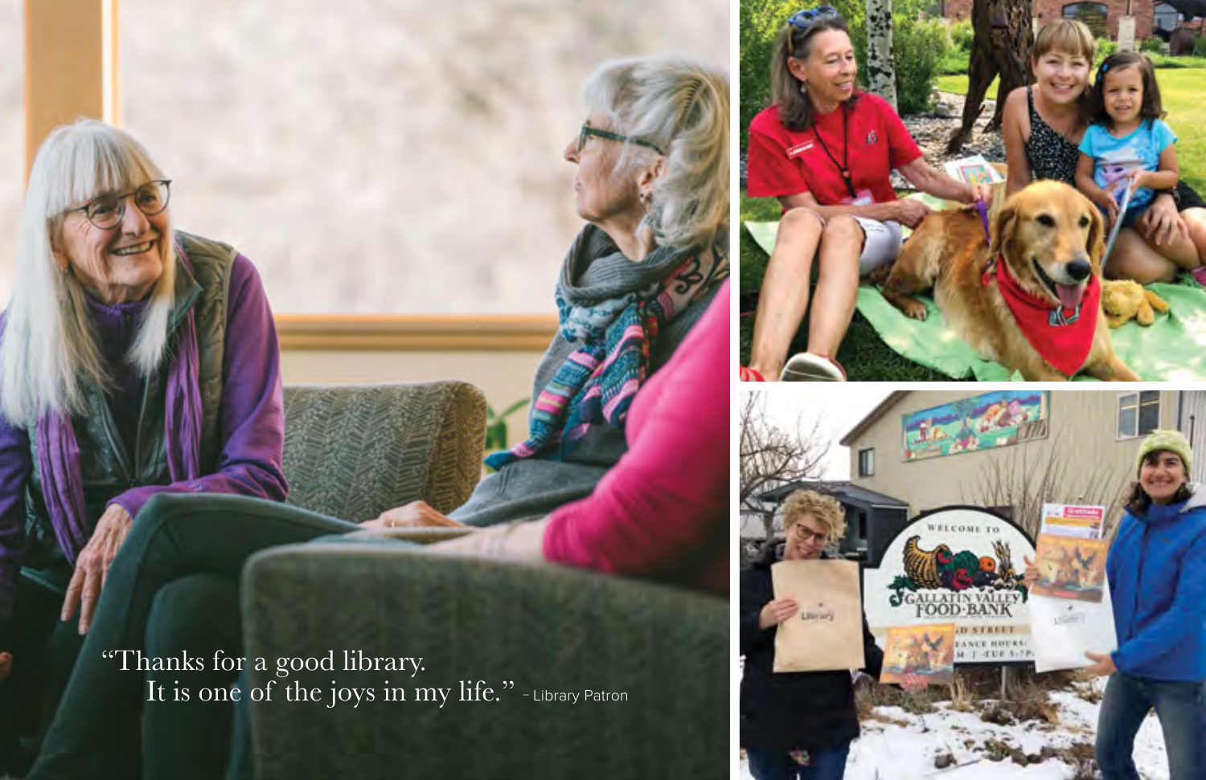"Thanks for a good library.
It is one of the joys in my life." – Library Patron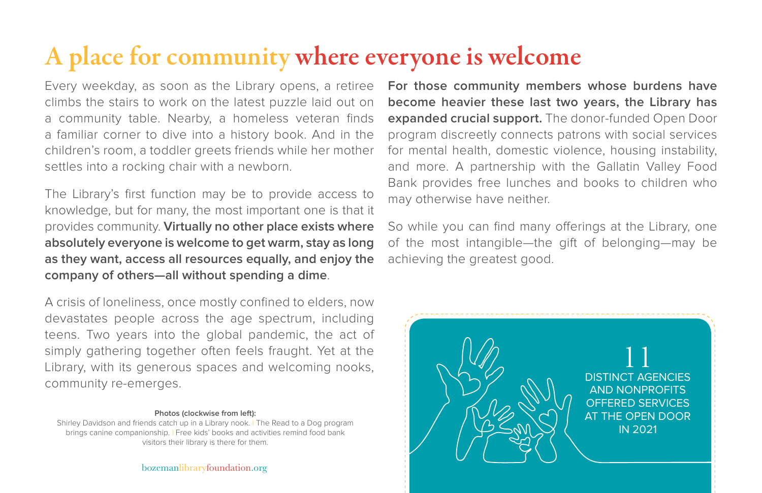# A place for community where everyone is welcome

Every weekday, as soon as the Library opens, a retiree climbs the stairs to work on the latest puzzle laid out on a community table. Nearby, a homeless veteran finds a familiar corner to dive into a history book. And in the children's room, a toddler greets friends while her mother settles into a rocking chair with a newborn.

The Library's first function may be to provide access to knowledge, but for many, the most important one is that it provides community. **Virtually no other place exists where absolutely everyone is welcome to get warm, stay as long as they want, access all resources equally, and enjoy the company of others—all without spending a dime**.

A crisis of loneliness, once mostly confined to elders, now devastates people across the age spectrum, including teens. Two years into the global pandemic, the act of simply gathering together often feels fraught. Yet at the Library, with its generous spaces and welcoming nooks, community re-emerges.

**Photos (clockwise from left):**
Shirley Davidson and friends catch up in a Library nook. | The Read to a Dog program brings canine companionship. | Free kids' books and activities remind food bank visitors their library is there for them.

bozemanlibraryfoundation.org

**For those community members whose burdens have become heavier these last two years, the Library has expanded crucial support.** The donor-funded Open Door program discreetly connects patrons with social services for mental health, domestic violence, housing instability, and more. A partnership with the Gallatin Valley Food Bank provides free lunches and books to children who may otherwise have neither.

So while you can find many offerings at the Library, one of the most intangible—the gift of belonging—may be achieving the greatest good.

11
DISTINCT AGENCIES AND NONPROFITS OFFERED SERVICES AT THE OPEN DOOR IN 2021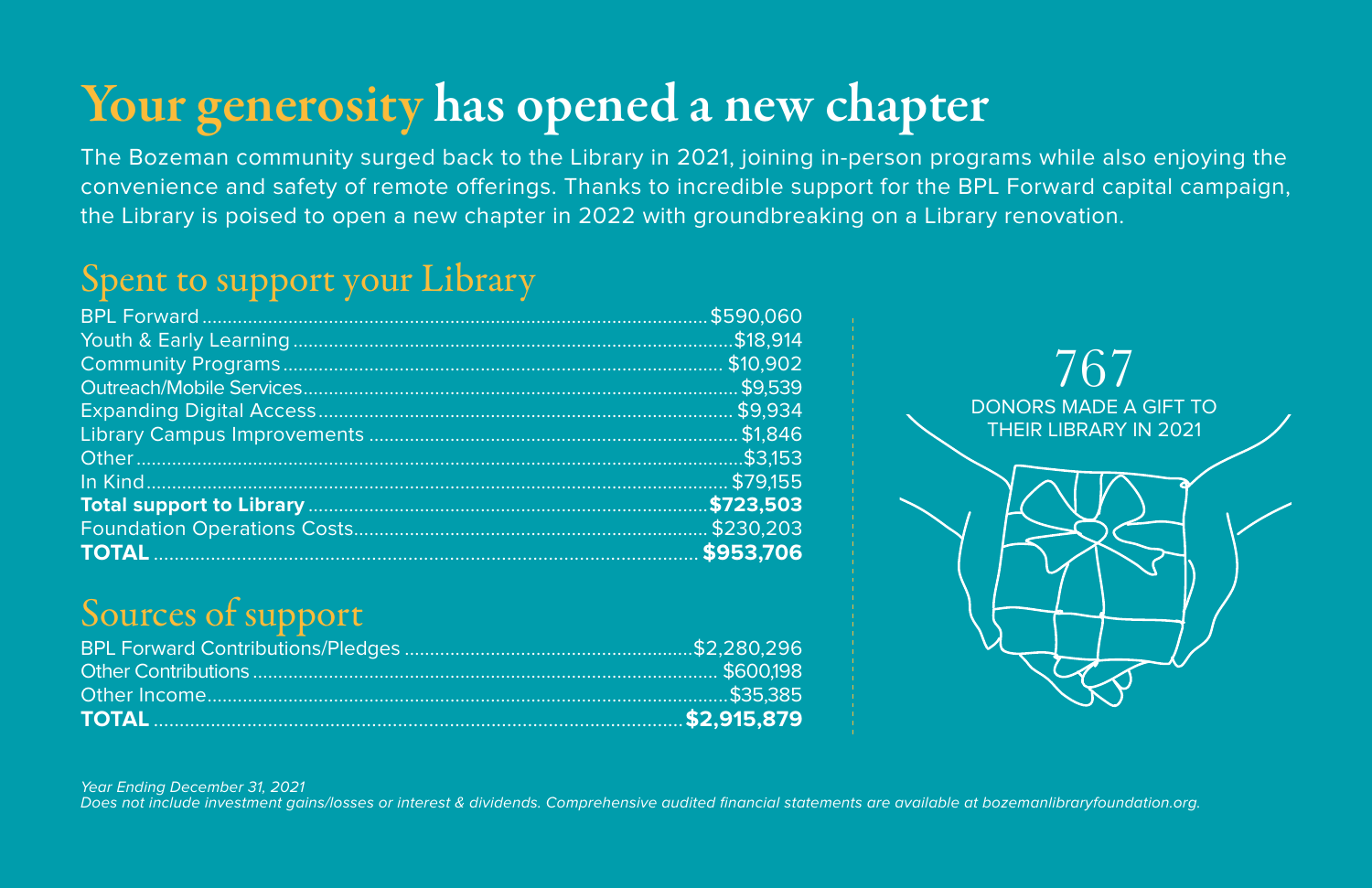# Your generosity has opened a new chapter

The Bozeman community surged back to the Library in 2021, joining in-person programs while also enjoying the convenience and safety of remote offerings. Thanks to incredible support for the BPL Forward capital campaign, the Library is poised to open a new chapter in 2022 with groundbreaking on a Library renovation.

## Spent to support your Library

| | |
|---|---|
| BPL Forward | $590,060 |
| Youth & Early Learning | $18,914 |
| Community Programs | $10,902 |
| Outreach/Mobile Services | $9,539 |
| Expanding Digital Access | $9,934 |
| Library Campus Improvements | $1,846 |
| Other | $3,153 |
| In Kind | $79,155 |
| **Total support to Library** | **$723,503** |
| Foundation Operations Costs | $230,203 |
| **TOTAL** | **$953,706** |

## Sources of support

| | |
|---|---|
| BPL Forward Contributions/Pledges | $2,280,296 |
| Other Contributions | $600,198 |
| Other Income | $35,385 |
| **TOTAL** | **$2,915,879** |

767

DONORS MADE A GIFT TO THEIR LIBRARY IN 2021

*Year Ending December 31, 2021*

*Does not include investment gains/losses or interest & dividends. Comprehensive audited financial statements are available at bozemanlibraryfoundation.org.*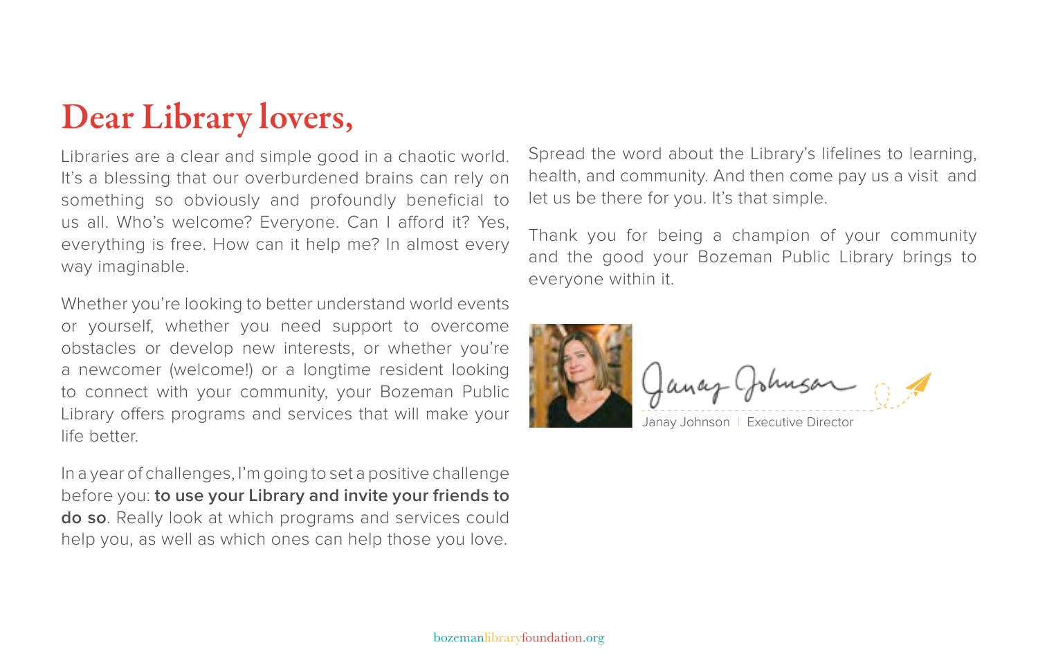# Dear Library lovers,

Libraries are a clear and simple good in a chaotic world. It's a blessing that our overburdened brains can rely on something so obviously and profoundly beneficial to us all. Who's welcome? Everyone. Can I afford it? Yes, everything is free. How can it help me? In almost every way imaginable.

Whether you're looking to better understand world events or yourself, whether you need support to overcome obstacles or develop new interests, or whether you're a newcomer (welcome!) or a longtime resident looking to connect with your community, your Bozeman Public Library offers programs and services that will make your life better.

In a year of challenges, I'm going to set a positive challenge before you: **to use your Library and invite your friends to do so**. Really look at which programs and services could help you, as well as which ones can help those you love.

Spread the word about the Library's lifelines to learning, health, and community. And then come pay us a visit and let us be there for you. It's that simple.

Thank you for being a champion of your community and the good your Bozeman Public Library brings to everyone within it.

Janay Johnson | Executive Director

bozemanlibraryfoundation.org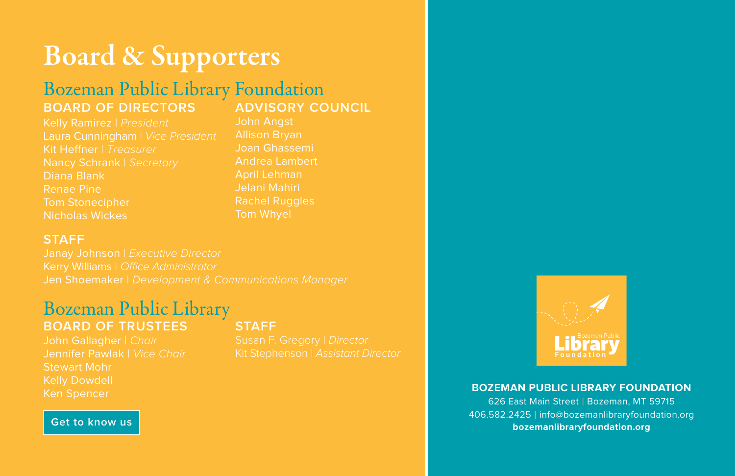# Board & Supporters

## Bozeman Public Library Foundation

### BOARD OF DIRECTORS

Kelly Ramirez | *President*
Laura Cunningham | *Vice President*
Kit Heffner | *Treasurer*
Nancy Schrank | *Secretary*
Diana Blank
Renae Pine
Tom Stonecipher
Nicholas Wickes

### ADVISORY COUNCIL

John Angst
Allison Bryan
Joan Ghassemi
Andrea Lambert
April Lehman
Jelani Mahiri
Rachel Ruggles
Tom Whyel

### STAFF

Janay Johnson | *Executive Director*
Kerry Williams | *Office Administrator*
Jen Shoemaker | *Development & Communications Manager*

## Bozeman Public Library

### BOARD OF TRUSTEES

John Gallagher | *Chair*
Jennifer Pawlak | *Vice Chair*
Stewart Mohr
Kelly Dowdell
Ken Spencer

### STAFF

Susan F. Gregory | *Director*
Kit Stephenson | *Assistant Director*

Get to know us

Bozeman Public Library Foundation

**BOZEMAN PUBLIC LIBRARY FOUNDATION**
626 East Main Street | Bozeman, MT 59715
406.582.2425 | info@bozemanlibraryfoundation.org
**bozemanlibraryfoundation.org**